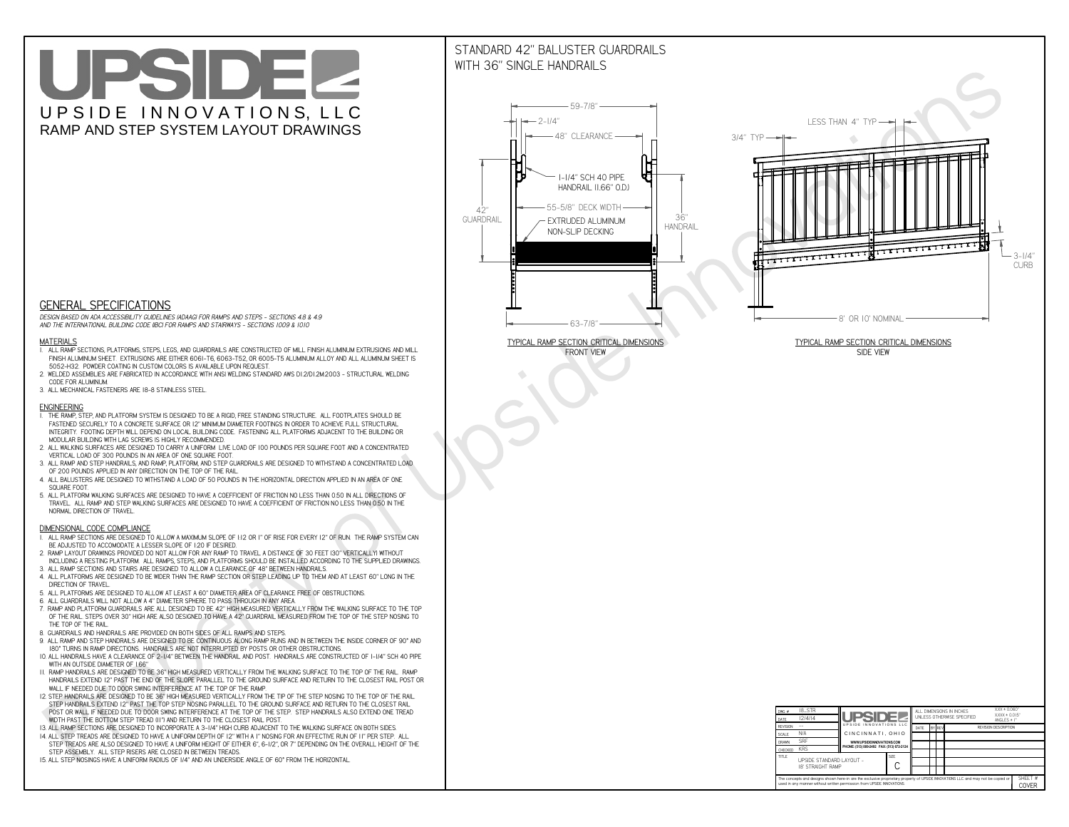# UPSIDE

UPSIDE INNOVATIONS, LLC

RAMP AND STEP SYSTEM LAYOUT DRAWINGS

## STANDARD 42" BALUSTER GUARDRAILS WITH 36" SINGLE HANDRAILS

59-7/8"
2-1/4"
48" CLEARANCE
1-1/4" SCH 40 PIPE HANDRAIL (1.66" O.D.)
42" GUARDRAIL
55-5/8" DECK WIDTH
EXTRUDED ALUMINUM NON-SLIP DECKING
36" HANDRAIL
63-7/8"

TYPICAL RAMP SECTION: CRITICAL DIMENSIONS
FRONT VIEW

LESS THAN 4" TYP
3/4" TYP
3-1/4" CURB
8' OR 10' NOMINAL

TYPICAL RAMP SECTION: CRITICAL DIMENSIONS
SIDE VIEW

## GENERAL SPECIFICATIONS

*DESIGN BASED ON ADA ACCESSIBILITY GUIDELINES (ADAAG) FOR RAMPS AND STEPS - SECTIONS 4.8 & 4.9 AND THE INTERNATIONAL BUILDING CODE (IBC) FOR RAMPS AND STAIRWAYS - SECTIONS 1009 & 1010*

### MATERIALS

1. ALL RAMP SECTIONS, PLATFORMS, STEPS, LEGS, AND GUARDRAILS ARE CONSTRUCTED OF MILL FINISH ALUMINUM EXTRUSIONS AND MILL FINISH ALUMINUM SHEET. EXTRUSIONS ARE EITHER 6061-T6, 6063-T52, OR 6005-T5 ALUMINUM ALLOY AND ALL ALUMINUM SHEET IS 5052-H32. POWDER COATING IN CUSTOM COLORS IS AVAILABLE UPON REQUEST.
2. WELDED ASSEMBLIES ARE FABRICATED IN ACCORDANCE WITH ANSI WELDING STANDARD AWS D1.2/D1.2M:2003 - STRUCTURAL WELDING CODE FOR ALUMINUM.
3. ALL MECHANICAL FASTENERS ARE 18-8 STAINLESS STEEL.

### ENGINEERING

1. THE RAMP, STEP, AND PLATFORM SYSTEM IS DESIGNED TO BE A RIGID, FREE STANDING STRUCTURE. ALL FOOTPLATES SHOULD BE FASTENED SECURELY TO A CONCRETE SURFACE OR 12" MINIMUM DIAMETER FOOTINGS IN ORDER TO ACHIEVE FULL STRUCTURAL INTEGRITY. FOOTING DEPTH WILL DEPEND ON LOCAL BUILDING CODE. FASTENING ALL PLATFORMS ADJACENT TO THE BUILDING OR MODULAR BUILDING WITH LAG SCREWS IS HIGHLY RECOMMENDED.
2. ALL WALKING SURFACES ARE DESIGNED TO CARRY A UNIFORM LIVE LOAD OF 100 POUNDS PER SQUARE FOOT AND A CONCENTRATED VERTICAL LOAD OF 300 POUNDS IN AN AREA OF ONE SQUARE FOOT.
3. ALL RAMP AND STEP HANDRAILS, AND RAMP, PLATFORM, AND STEP GUARDRAILS ARE DESIGNED TO WITHSTAND A CONCENTRATED LOAD OF 200 POUNDS APPLIED IN ANY DIRECTION ON THE TOP OF THE RAIL.
4. ALL BALUSTERS ARE DESIGNED TO WITHSTAND A LOAD OF 50 POUNDS IN THE HORIZONTAL DIRECTION APPLIED IN AN AREA OF ONE SQUARE FOOT.
5. ALL PLATFORM WALKING SURFACES ARE DESIGNED TO HAVE A COEFFICIENT OF FRICTION NO LESS THAN 0.50 IN ALL DIRECTIONS OF TRAVEL. ALL RAMP AND STEP WALKING SURFACES ARE DESIGNED TO HAVE A COEFFICIENT OF FRICTION NO LESS THAN 0.50 IN THE NORMAL DIRECTION OF TRAVEL.

### DIMENSIONAL CODE COMPLIANCE

1. ALL RAMP SECTIONS ARE DESIGNED TO ALLOW A MAXIMUM SLOPE OF 1:12 OR 1" OF RISE FOR EVERY 12" OF RUN. THE RAMP SYSTEM CAN BE ADJUSTED TO ACCOMODATE A LESSER SLOPE OF 1:20 IF DESIRED.
2. RAMP LAYOUT DRAWINGS PROVIDED DO NOT ALLOW FOR ANY RAMP TO TRAVEL A DISTANCE OF 30 FEET (30" VERTICALLY) WITHOUT INCLUDING A RESTING PLATFORM. ALL RAMPS, STEPS, AND PLATFORMS SHOULD BE INSTALLED ACCORDING TO THE SUPPLIED DRAWINGS.
3. ALL RAMP SECTIONS AND STAIRS ARE DESIGNED TO ALLOW A CLEARANCE OF 48" BETWEEN HANDRAILS.
4. ALL PLATFORMS ARE DESIGNED TO BE WIDER THAN THE RAMP SECTION OR STEP LEADING UP TO THEM AND AT LEAST 60" LONG IN THE DIRECTION OF TRAVEL.
5. ALL PLATFORMS ARE DESIGNED TO ALLOW AT LEAST A 60" DIAMETER AREA OF CLEARANCE FREE OF OBSTRUCTIONS.
6. ALL GUARDRAILS WILL NOT ALLOW A 4" DIAMETER SPHERE TO PASS THROUGH IN ANY AREA.
7. RAMP AND PLATFORM GUARDRAILS ARE ALL DESIGNED TO BE 42" HIGH MEASURED VERTICALLY FROM THE WALKING SURFACE TO THE TOP OF THE RAIL. STEPS OVER 30" HIGH ARE ALSO DESIGNED TO HAVE A 42" GUARDRAIL MEASURED FROM THE TOP OF THE STEP NOSING TO THE TOP OF THE RAIL.
8. GUARDRAILS AND HANDRAILS ARE PROVIDED ON BOTH SIDES OF ALL RAMPS AND STEPS.
9. ALL RAMP AND STEP HANDRAILS ARE DESIGNED TO BE CONTINUOUS ALONG RAMP RUNS AND IN BETWEEN THE INSIDE CORNER OF 90° AND 180° TURNS IN RAMP DIRECTIONS. HANDRAILS ARE NOT INTERRUPTED BY POSTS OR OTHER OBSTRUCTIONS.
10. ALL HANDRAILS HAVE A CLEARANCE OF 2-1/4" BETWEEN THE HANDRAIL AND POST. HANDRAILS ARE CONSTRUCTED OF 1-1/4" SCH 40 PIPE WITH AN OUTSIDE DIAMETER OF 1.66"
11. RAMP HANDRAILS ARE DESIGNED TO BE 36" HIGH MEASURED VERTICALLY FROM THE WALKING SURFACE TO THE TOP OF THE RAIL. RAMP HANDRAILS EXTEND 12" PAST THE END OF THE SLOPE PARALLEL TO THE GROUND SURFACE AND RETURN TO THE CLOSEST RAIL POST OR WALL IF NEEDED DUE TO DOOR SWING INTERFERENCE AT THE TOP OF THE RAMP.
12. STEP HANDRAILS ARE DESIGNED TO BE 36" HIGH MEASURED VERTICALLY FROM THE TIP OF THE STEP NOSING TO THE TOP OF THE RAIL. STEP HANDRAILS EXTEND 12" PAST THE TOP STEP NOSING PARALLEL TO THE GROUND SURFACE AND RETURN TO THE CLOSEST RAIL POST OR WALL IF NEEDED DUE TO DOOR SWING INTERFERENCE AT THE TOP OF THE STEP. STEP HANDRAILS ALSO EXTEND ONE TREAD WIDTH PAST THE BOTTOM STEP TREAD (11") AND RETURN TO THE CLOSEST RAIL POST.
13. ALL RAMP SECTIONS ARE DESIGNED TO INCORPORATE A 3-1/4" HIGH CURB ADJACENT TO THE WALKING SURFACE ON BOTH SIDES.
14. ALL STEP TREADS ARE DESIGNED TO HAVE A UNIFORM DEPTH OF 12" WITH A 1" NOSING FOR AN EFFECTIVE RUN OF 11" PER STEP. ALL STEP TREADS ARE ALSO DESIGNED TO HAVE A UNIFORM HEIGHT OF EITHER 6", 6-1/2", OR 7" DEPENDING ON THE OVERALL HEIGHT OF THE STEP ASSEMBLY. ALL STEP RISERS ARE CLOSED IN BETWEEN TREADS.
15. ALL STEP NOSINGS HAVE A UNIFORM RADIUS OF 1/4" AND AN UNDERSIDE ANGLE OF 60° FROM THE HORIZONTAL.

| | |
|---|---|
| DWG # | 18_STR |
| DATE | 12/4/14 |
| REVISION | --- |
| SCALE | N/A |
| DRAWN | SRF |
| CHECKED | KRS |
| TITLE | UPSIDE STANDARD LAYOUT - 18' STRAIGHT RAMP |
| SIZE | C |
| SHEET # | COVER |

UPSIDE INNOVATIONS LLC
CINCINNATI, OHIO
WWW.UPSIDEINNOVATIONS.COM
PHONE: (513) 889-2492 FAX: (513) 672-2124

ALL DIMENSIONS IN INCHES UNLESS OTHERWISE SPECIFIED
X.XX = 0.060"
X.XXX = 0.015"
ANGLES = 1°

| DATE | BY | REV | REVISION DESCRIPTION |
|---|---|---|---|

The concepts and designs shown here-in are the exclusive proprietary property of UPSIDE INNOVATIONS LLC and may not be copied or used in any manner without written permission from UPSIDE INNOVATIONS.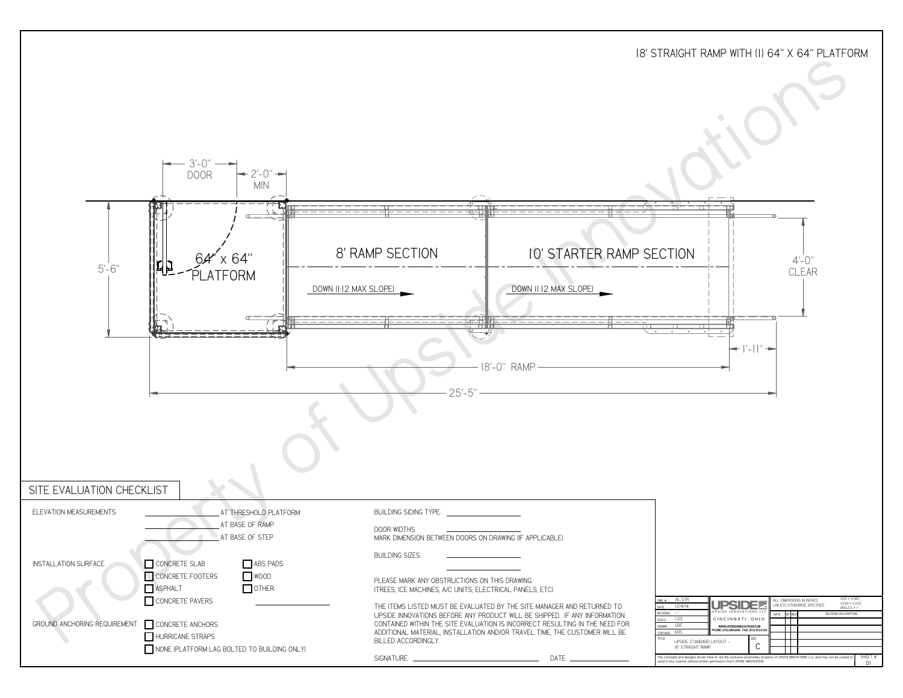# 18' STRAIGHT RAMP WITH (1) 64" X 64" PLATFORM

3'-0"
DOOR

2'-0"
MIN

5'-6"

64" x 64"
PLATFORM

8' RAMP SECTION

DOWN (1:12 MAX SLOPE)

10' STARTER RAMP SECTION

DOWN (1:12 MAX SLOPE)

4'-0"
CLEAR

1'-11"

18'-0" RAMP

25'-5"

## SITE EVALUATION CHECKLIST

ELEVATION MEASUREMENTS: ______ AT THRESHOLD PLATFORM
______ AT BASE OF RAMP
______ AT BASE OF STEP

INSTALLATION SURFACE:
- ☐ CONCRETE SLAB
- ☐ CONCRETE FOOTERS
- ☐ ASPHALT
- ☐ CONCRETE PAVERS
- ☐ ABS PADS
- ☐ WOOD
- ☐ OTHER ______

GROUND ANCHORING REQUIREMENT:
- ☐ CONCRETE ANCHORS
- ☐ HURRICANE STRAPS
- ☐ NONE (PLATFORM LAG BOLTED TO BUILDING ONLY)

BUILDING SIDING TYPE: ______

DOOR WIDTHS: ______
MARK DIMENSION BETWEEN DOORS ON DRAWING (IF APPLICABLE)

BUILDING SIZES: ______
______

PLEASE MARK ANY OBSTRUCTIONS ON THIS DRAWING.
(TREES, ICE MACHINES, A/C UNITS, ELECTRICAL PANELS, ETC)

THE ITEMS LISTED MUST BE EVALUATED BY THE SITE MANAGER AND RETURNED TO UPSIDE INNOVATIONS BEFORE ANY PRODUCT WILL BE SHIPPED. IF ANY INFORMATION CONTAINED WITHIN THE SITE EVALUATION IS INCORRECT RESULTING IN THE NEED FOR ADDITIONAL MATERIAL, INSTALLATION AND/OR TRAVEL TIME, THE CUSTOMER WILL BE BILLED ACCORDINGLY.

SIGNATURE: ______ DATE: ______

| | |
|---|---|
| DWG # | 18_STR |
| DATE | 12/4/14 |
| REVISION | --- |
| SCALE | 1:20 |
| DRAWN | SRF |
| CHECKED | KRS |
| TITLE | UPSIDE STANDARD LAYOUT - 18' STRAIGHT RAMP |
| SIZE | C |

UPSIDE
UPSIDE INNOVATIONS LLC
CINCINNATI, OHIO
WWW.UPSIDEINNOVATIONS.COM
PHONE: (513) 889-2492 FAX: (513) 672-2124

ALL DIMENSIONS IN INCHES UNLESS OTHERWISE SPECIFIED
X.XX ± 0.060"
X.XXX ± 0.015"
ANGLES ± 1°

| DATE | BY | REV | REVISION DESCRIPTION |
|---|---|---|---|

The concepts and designs shown here-in are the exclusive proprietary property of UPSIDE INNOVATIONS LLC and may not be copied or used in any manner without written permission from UPSIDE INNOVATIONS.

SHEET # 01

Property of Upside Innovations